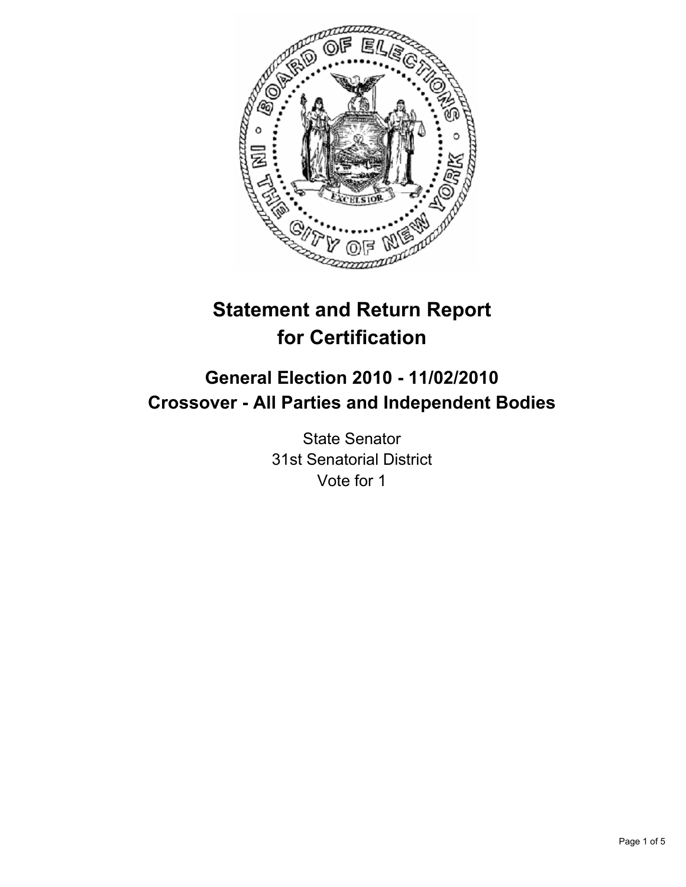# Statement and Return Report for Certification

## General Election 2010 - 11/02/2010
## Crossover - All Parties and Independent Bodies

State Senator
31st Senatorial District
Vote for 1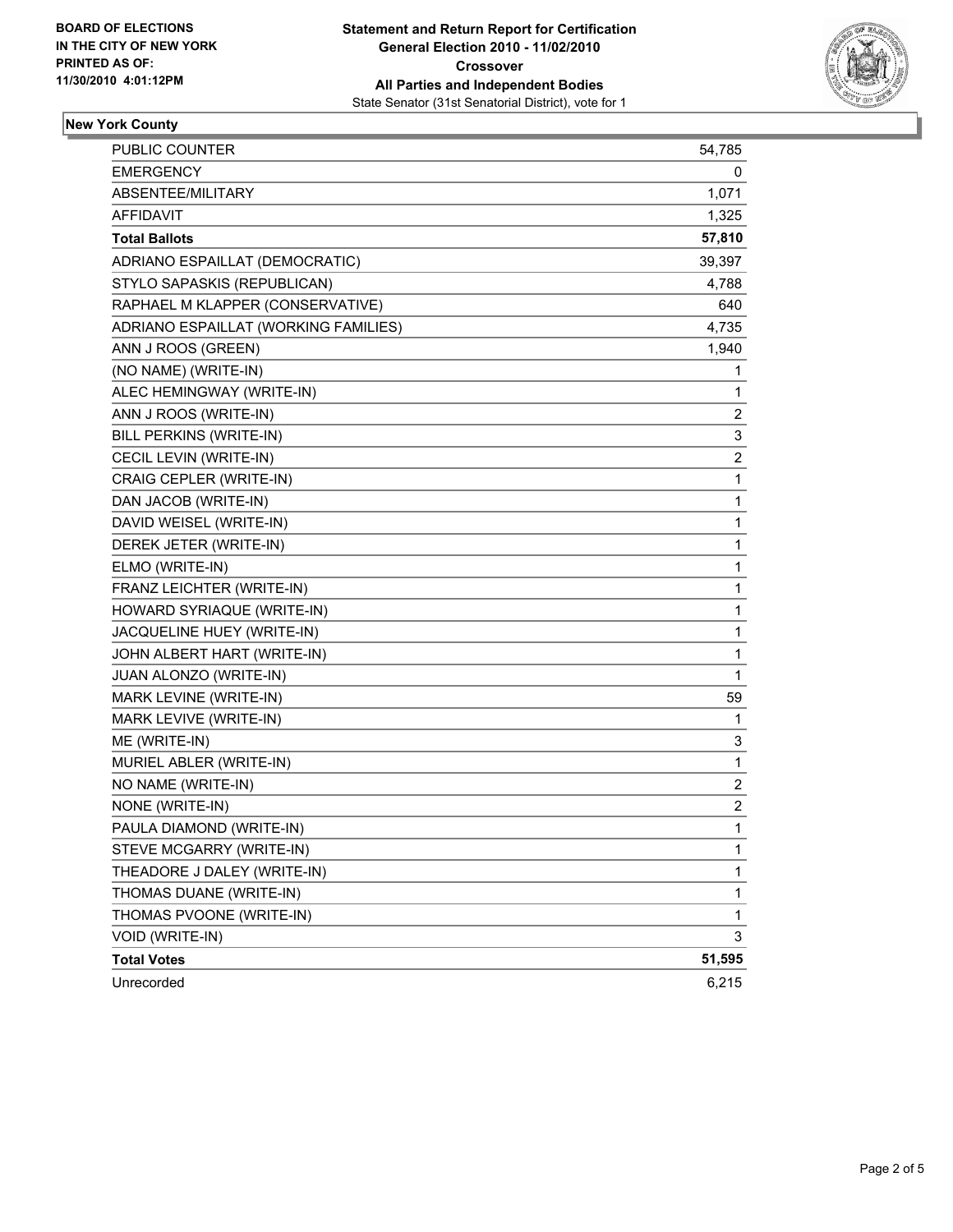**BOARD OF ELECTIONS IN THE CITY OF NEW YORK PRINTED AS OF: 11/30/2010 4:01:12PM**

**Statement and Return Report for Certification General Election 2010 - 11/02/2010 Crossover All Parties and Independent Bodies**

State Senator (31st Senatorial District), vote for 1

## New York County

| | |
|---|---|
| PUBLIC COUNTER | 54,785 |
| EMERGENCY | 0 |
| ABSENTEE/MILITARY | 1,071 |
| AFFIDAVIT | 1,325 |
| **Total Ballots** | **57,810** |
| ADRIANO ESPAILLAT (DEMOCRATIC) | 39,397 |
| STYLO SAPASKIS (REPUBLICAN) | 4,788 |
| RAPHAEL M KLAPPER (CONSERVATIVE) | 640 |
| ADRIANO ESPAILLAT (WORKING FAMILIES) | 4,735 |
| ANN J ROOS (GREEN) | 1,940 |
| (NO NAME) (WRITE-IN) | 1 |
| ALEC HEMINGWAY (WRITE-IN) | 1 |
| ANN J ROOS (WRITE-IN) | 2 |
| BILL PERKINS (WRITE-IN) | 3 |
| CECIL LEVIN (WRITE-IN) | 2 |
| CRAIG CEPLER (WRITE-IN) | 1 |
| DAN JACOB (WRITE-IN) | 1 |
| DAVID WEISEL (WRITE-IN) | 1 |
| DEREK JETER (WRITE-IN) | 1 |
| ELMO (WRITE-IN) | 1 |
| FRANZ LEICHTER (WRITE-IN) | 1 |
| HOWARD SYRIAQUE (WRITE-IN) | 1 |
| JACQUELINE HUEY (WRITE-IN) | 1 |
| JOHN ALBERT HART (WRITE-IN) | 1 |
| JUAN ALONZO (WRITE-IN) | 1 |
| MARK LEVINE (WRITE-IN) | 59 |
| MARK LEVIVE (WRITE-IN) | 1 |
| ME (WRITE-IN) | 3 |
| MURIEL ABLER (WRITE-IN) | 1 |
| NO NAME (WRITE-IN) | 2 |
| NONE (WRITE-IN) | 2 |
| PAULA DIAMOND (WRITE-IN) | 1 |
| STEVE MCGARRY (WRITE-IN) | 1 |
| THEADORE J DALEY (WRITE-IN) | 1 |
| THOMAS DUANE (WRITE-IN) | 1 |
| THOMAS PVOONE (WRITE-IN) | 1 |
| VOID (WRITE-IN) | 3 |
| **Total Votes** | **51,595** |
| Unrecorded | 6,215 |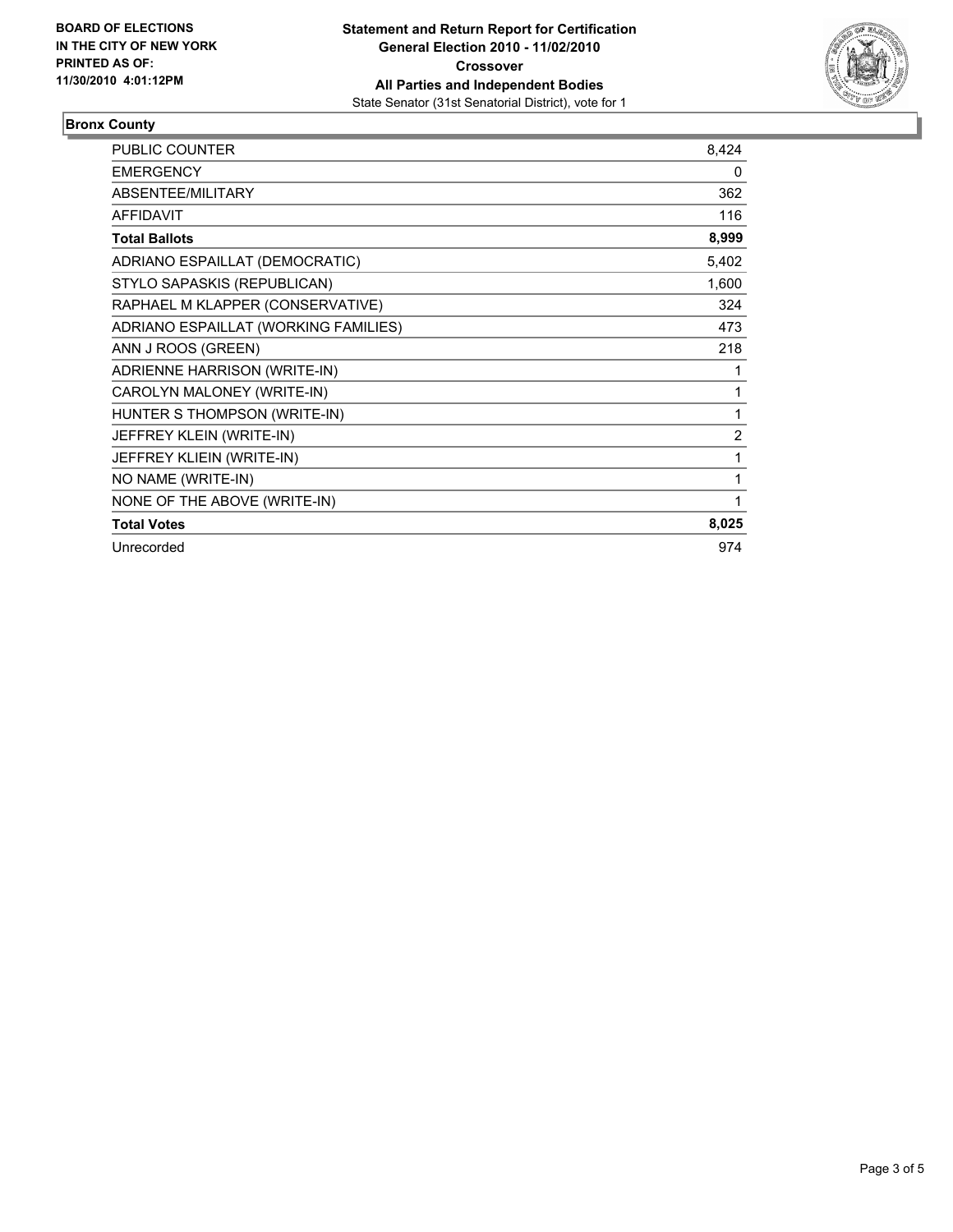**BOARD OF ELECTIONS IN THE CITY OF NEW YORK PRINTED AS OF: 11/30/2010 4:01:12PM**

**Statement and Return Report for Certification**
**General Election 2010 - 11/02/2010**
**Crossover**
**All Parties and Independent Bodies**
State Senator (31st Senatorial District), vote for 1

## Bronx County

| | |
|---|---|
| PUBLIC COUNTER | 8,424 |
| EMERGENCY | 0 |
| ABSENTEE/MILITARY | 362 |
| AFFIDAVIT | 116 |
| **Total Ballots** | **8,999** |
| ADRIANO ESPAILLAT (DEMOCRATIC) | 5,402 |
| STYLO SAPASKIS (REPUBLICAN) | 1,600 |
| RAPHAEL M KLAPPER (CONSERVATIVE) | 324 |
| ADRIANO ESPAILLAT (WORKING FAMILIES) | 473 |
| ANN J ROOS (GREEN) | 218 |
| ADRIENNE HARRISON (WRITE-IN) | 1 |
| CAROLYN MALONEY (WRITE-IN) | 1 |
| HUNTER S THOMPSON (WRITE-IN) | 1 |
| JEFFREY KLEIN (WRITE-IN) | 2 |
| JEFFREY KLIEIN (WRITE-IN) | 1 |
| NO NAME (WRITE-IN) | 1 |
| NONE OF THE ABOVE (WRITE-IN) | 1 |
| **Total Votes** | **8,025** |
| Unrecorded | 974 |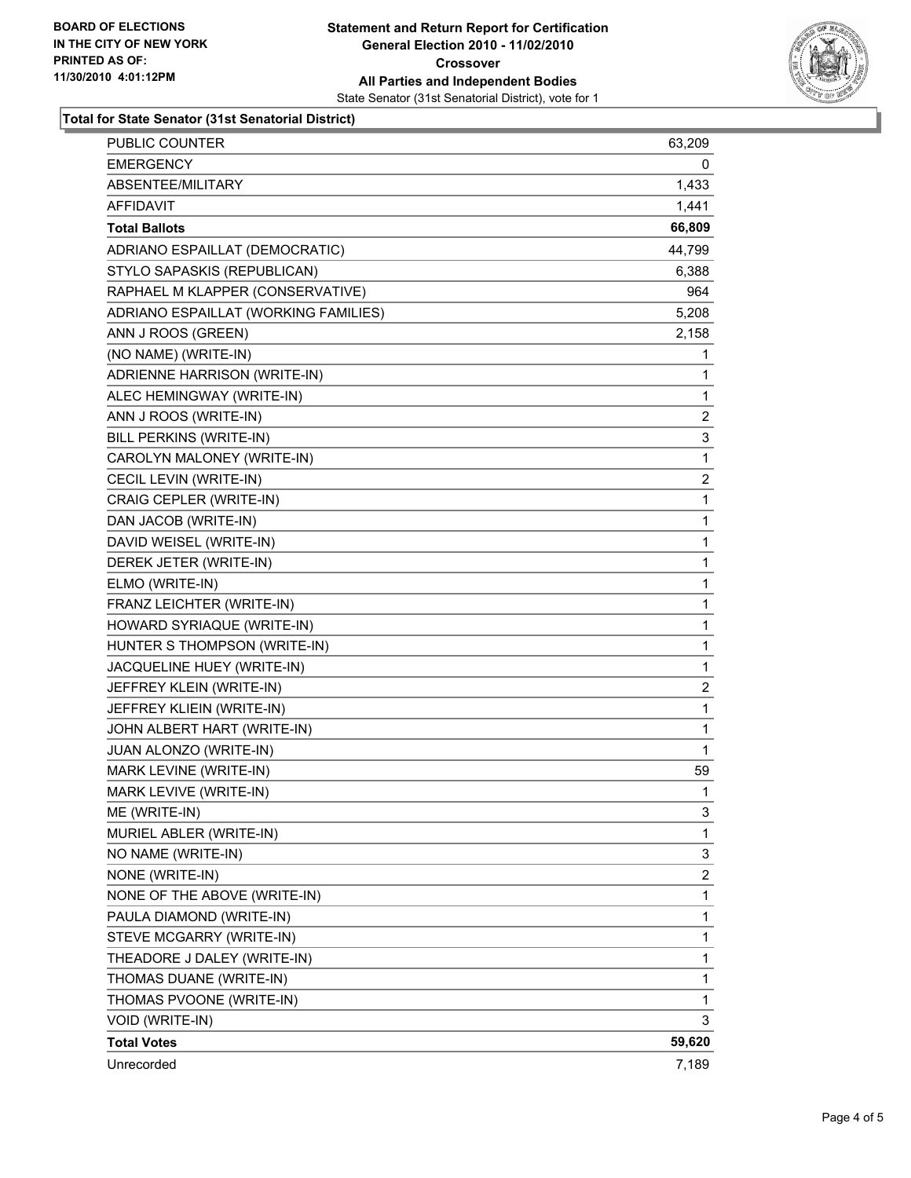**BOARD OF ELECTIONS IN THE CITY OF NEW YORK PRINTED AS OF: 11/30/2010 4:01:12PM**

**Statement and Return Report for Certification**
**General Election 2010 - 11/02/2010**
**Crossover**
**All Parties and Independent Bodies**
State Senator (31st Senatorial District), vote for 1

**Total for State Senator (31st Senatorial District)**

| | |
|---|---|
| PUBLIC COUNTER | 63,209 |
| EMERGENCY | 0 |
| ABSENTEE/MILITARY | 1,433 |
| AFFIDAVIT | 1,441 |
| **Total Ballots** | **66,809** |
| ADRIANO ESPAILLAT (DEMOCRATIC) | 44,799 |
| STYLO SAPASKIS (REPUBLICAN) | 6,388 |
| RAPHAEL M KLAPPER (CONSERVATIVE) | 964 |
| ADRIANO ESPAILLAT (WORKING FAMILIES) | 5,208 |
| ANN J ROOS (GREEN) | 2,158 |
| (NO NAME) (WRITE-IN) | 1 |
| ADRIENNE HARRISON (WRITE-IN) | 1 |
| ALEC HEMINGWAY (WRITE-IN) | 1 |
| ANN J ROOS (WRITE-IN) | 2 |
| BILL PERKINS (WRITE-IN) | 3 |
| CAROLYN MALONEY (WRITE-IN) | 1 |
| CECIL LEVIN (WRITE-IN) | 2 |
| CRAIG CEPLER (WRITE-IN) | 1 |
| DAN JACOB (WRITE-IN) | 1 |
| DAVID WEISEL (WRITE-IN) | 1 |
| DEREK JETER (WRITE-IN) | 1 |
| ELMO (WRITE-IN) | 1 |
| FRANZ LEICHTER (WRITE-IN) | 1 |
| HOWARD SYRIAQUE (WRITE-IN) | 1 |
| HUNTER S THOMPSON (WRITE-IN) | 1 |
| JACQUELINE HUEY (WRITE-IN) | 1 |
| JEFFREY KLEIN (WRITE-IN) | 2 |
| JEFFREY KLIEIN (WRITE-IN) | 1 |
| JOHN ALBERT HART (WRITE-IN) | 1 |
| JUAN ALONZO (WRITE-IN) | 1 |
| MARK LEVINE (WRITE-IN) | 59 |
| MARK LEVIVE (WRITE-IN) | 1 |
| ME (WRITE-IN) | 3 |
| MURIEL ABLER (WRITE-IN) | 1 |
| NO NAME (WRITE-IN) | 3 |
| NONE (WRITE-IN) | 2 |
| NONE OF THE ABOVE (WRITE-IN) | 1 |
| PAULA DIAMOND (WRITE-IN) | 1 |
| STEVE MCGARRY (WRITE-IN) | 1 |
| THEADORE J DALEY (WRITE-IN) | 1 |
| THOMAS DUANE (WRITE-IN) | 1 |
| THOMAS PVOONE (WRITE-IN) | 1 |
| VOID (WRITE-IN) | 3 |
| **Total Votes** | **59,620** |
| Unrecorded | 7,189 |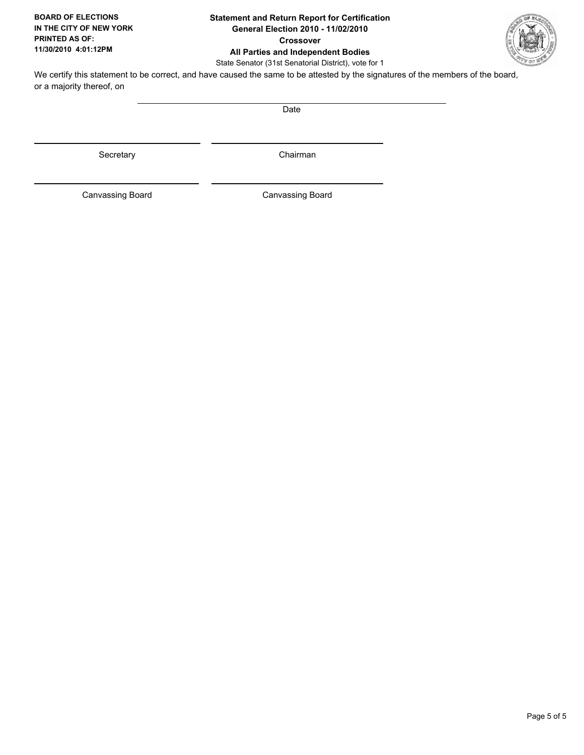**BOARD OF ELECTIONS**
**IN THE CITY OF NEW YORK**
**PRINTED AS OF:**
**11/30/2010 4:01:12PM**

**Statement and Return Report for Certification**
**General Election 2010 - 11/02/2010**
**Crossover**
**All Parties and Independent Bodies**
State Senator (31st Senatorial District), vote for 1

We certify this statement to be correct, and have caused the same to be attested by the signatures of the members of the board, or a majority thereof, on

______________________________
Date

______________________________
Secretary

______________________________
Chairman

______________________________
Canvassing Board

______________________________
Canvassing Board